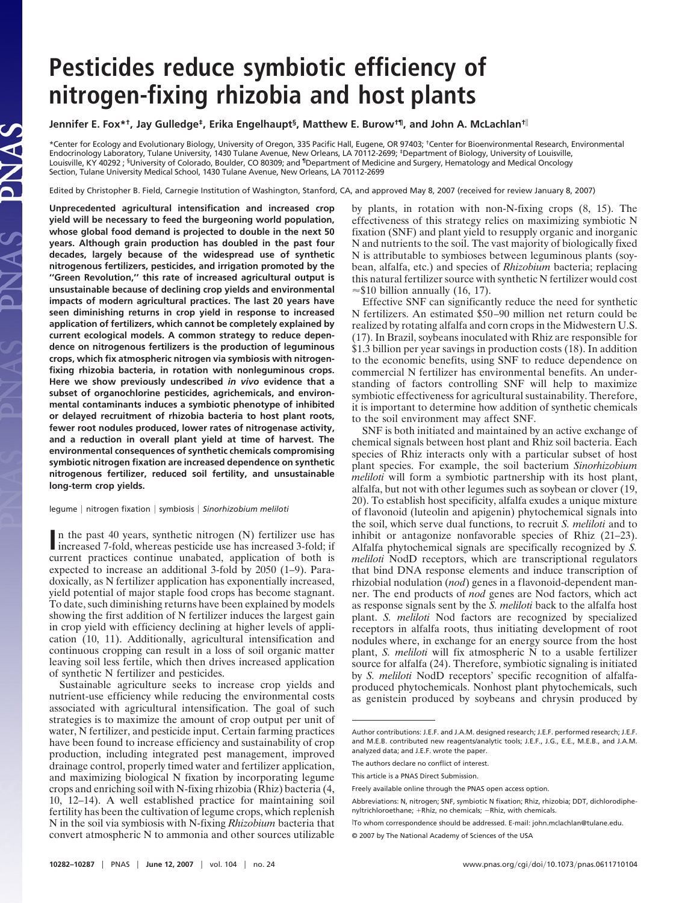# Pesticides reduce symbiotic efficiency of nitrogen-fixing rhizobia and host plants

**Jennifer E. Fox*†, Jay Gulledge‡, Erika Engelhaupt§, Matthew E. Burow†¶, and John A. McLachlan†‖**

*Center for Ecology and Evolutionary Biology, University of Oregon, 335 Pacific Hall, Eugene, OR 97403; †Center for Bioenvironmental Research, Environmental Endocrinology Laboratory, Tulane University, 1430 Tulane Avenue, New Orleans, LA 70112-2699; ‡Department of Biology, University of Louisville, Louisville, KY 40292 ; §University of Colorado, Boulder, CO 80309; and ¶Department of Medicine and Surgery, Hematology and Medical Oncology Section, Tulane University Medical School, 1430 Tulane Avenue, New Orleans, LA 70112-2699

Edited by Christopher B. Field, Carnegie Institution of Washington, Stanford, CA, and approved May 8, 2007 (received for review January 8, 2007)

**Unprecedented agricultural intensification and increased crop yield will be necessary to feed the burgeoning world population, whose global food demand is projected to double in the next 50 years. Although grain production has doubled in the past four decades, largely because of the widespread use of synthetic nitrogenous fertilizers, pesticides, and irrigation promoted by the "Green Revolution," this rate of increased agricultural output is unsustainable because of declining crop yields and environmental impacts of modern agricultural practices. The last 20 years have seen diminishing returns in crop yield in response to increased application of fertilizers, which cannot be completely explained by current ecological models. A common strategy to reduce dependence on nitrogenous fertilizers is the production of leguminous crops, which fix atmospheric nitrogen via symbiosis with nitrogen-fixing rhizobia bacteria, in rotation with nonleguminous crops. Here we show previously undescribed *in vivo* evidence that a subset of organochlorine pesticides, agrichemicals, and environmental contaminants induces a symbiotic phenotype of inhibited or delayed recruitment of rhizobia bacteria to host plant roots, fewer root nodules produced, lower rates of nitrogenase activity, and a reduction in overall plant yield at time of harvest. The environmental consequences of synthetic chemicals compromising symbiotic nitrogen fixation are increased dependence on synthetic nitrogenous fertilizer, reduced soil fertility, and unsustainable long-term crop yields.**

legume | nitrogen fixation | symbiosis | *Sinorhizobium meliloti*

In the past 40 years, synthetic nitrogen (N) fertilizer use has increased 7-fold, whereas pesticide use has increased 3-fold; if current practices continue unabated, application of both is expected to increase an additional 3-fold by 2050 (1–9). Paradoxically, as N fertilizer application has exponentially increased, yield potential of major staple food crops has become stagnant. To date, such diminishing returns have been explained by models showing the first addition of N fertilizer induces the largest gain in crop yield with efficiency declining at higher levels of application (10, 11). Additionally, agricultural intensification and continuous cropping can result in a loss of soil organic matter leaving soil less fertile, which then drives increased application of synthetic N fertilizer and pesticides.

Sustainable agriculture seeks to increase crop yields and nutrient-use efficiency while reducing the environmental costs associated with agricultural intensification. The goal of such strategies is to maximize the amount of crop output per unit of water, N fertilizer, and pesticide input. Certain farming practices have been found to increase efficiency and sustainability of crop production, including integrated pest management, improved drainage control, properly timed water and fertilizer application, and maximizing biological N fixation by incorporating legume crops and enriching soil with N-fixing rhizobia (Rhiz) bacteria (4, 10, 12–14). A well established practice for maintaining soil fertility has been the cultivation of legume crops, which replenish N in the soil via symbiosis with N-fixing *Rhizobium* bacteria that convert atmospheric N to ammonia and other sources utilizable by plants, in rotation with non-N-fixing crops (8, 15). The effectiveness of this strategy relies on maximizing symbiotic N fixation (SNF) and plant yield to resupply organic and inorganic N and nutrients to the soil. The vast majority of biologically fixed N is attributable to symbioses between leguminous plants (soybean, alfalfa, etc.) and species of *Rhizobium* bacteria; replacing this natural fertilizer source with synthetic N fertilizer would cost ≈\$10 billion annually (16, 17).

Effective SNF can significantly reduce the need for synthetic N fertilizers. An estimated \$50–90 million net return could be realized by rotating alfalfa and corn crops in the Midwestern U.S. (17). In Brazil, soybeans inoculated with Rhiz are responsible for \$1.3 billion per year savings in production costs (18). In addition to the economic benefits, using SNF to reduce dependence on commercial N fertilizer has environmental benefits. An understanding of factors controlling SNF will help to maximize symbiotic effectiveness for agricultural sustainability. Therefore, it is important to determine how addition of synthetic chemicals to the soil environment may affect SNF.

SNF is both initiated and maintained by an active exchange of chemical signals between host plant and Rhiz soil bacteria. Each species of Rhiz interacts only with a particular subset of host plant species. For example, the soil bacterium *Sinorhizobium meliloti* will form a symbiotic partnership with its host plant, alfalfa, but not with other legumes such as soybean or clover (19, 20). To establish host specificity, alfalfa exudes a unique mixture of flavonoid (luteolin and apigenin) phytochemical signals into the soil, which serve dual functions, to recruit *S. meliloti* and to inhibit or antagonize nonfavorable species of Rhiz (21–23). Alfalfa phytochemical signals are specifically recognized by *S. meliloti* NodD receptors, which are transcriptional regulators that bind DNA response elements and induce transcription of rhizobial nodulation (*nod*) genes in a flavonoid-dependent manner. The end products of *nod* genes are Nod factors, which act as response signals sent by the *S. meliloti* back to the alfalfa host plant. *S. meliloti* Nod factors are recognized by specialized receptors in alfalfa roots, thus initiating development of root nodules where, in exchange for an energy source from the host plant, *S. meliloti* will fix atmospheric N to a usable fertilizer source for alfalfa (24). Therefore, symbiotic signaling is initiated by *S. meliloti* NodD receptors' specific recognition of alfalfa-produced phytochemicals. Nonhost plant phytochemicals, such as genistein produced by soybeans and chrysin produced by

---

Author contributions: J.E.F. and J.A.M. designed research; J.E.F. performed research; J.E.F. and M.E.B. contributed new reagents/analytic tools; J.E.F., J.G., E.E., M.E.B., and J.A.M. analyzed data; and J.E.F. wrote the paper.

The authors declare no conflict of interest.

This article is a PNAS Direct Submission.

Freely available online through the PNAS open access option.

Abbreviations: N, nitrogen; SNF, symbiotic N fixation; Rhiz, rhizobia; DDT, dichlorodiphenyltrichloroethane; +Rhiz, no chemicals; −Rhiz, with chemicals.

‖To whom correspondence should be addressed. E-mail: john.mclachlan@tulane.edu.

© 2007 by The National Academy of Sciences of the USA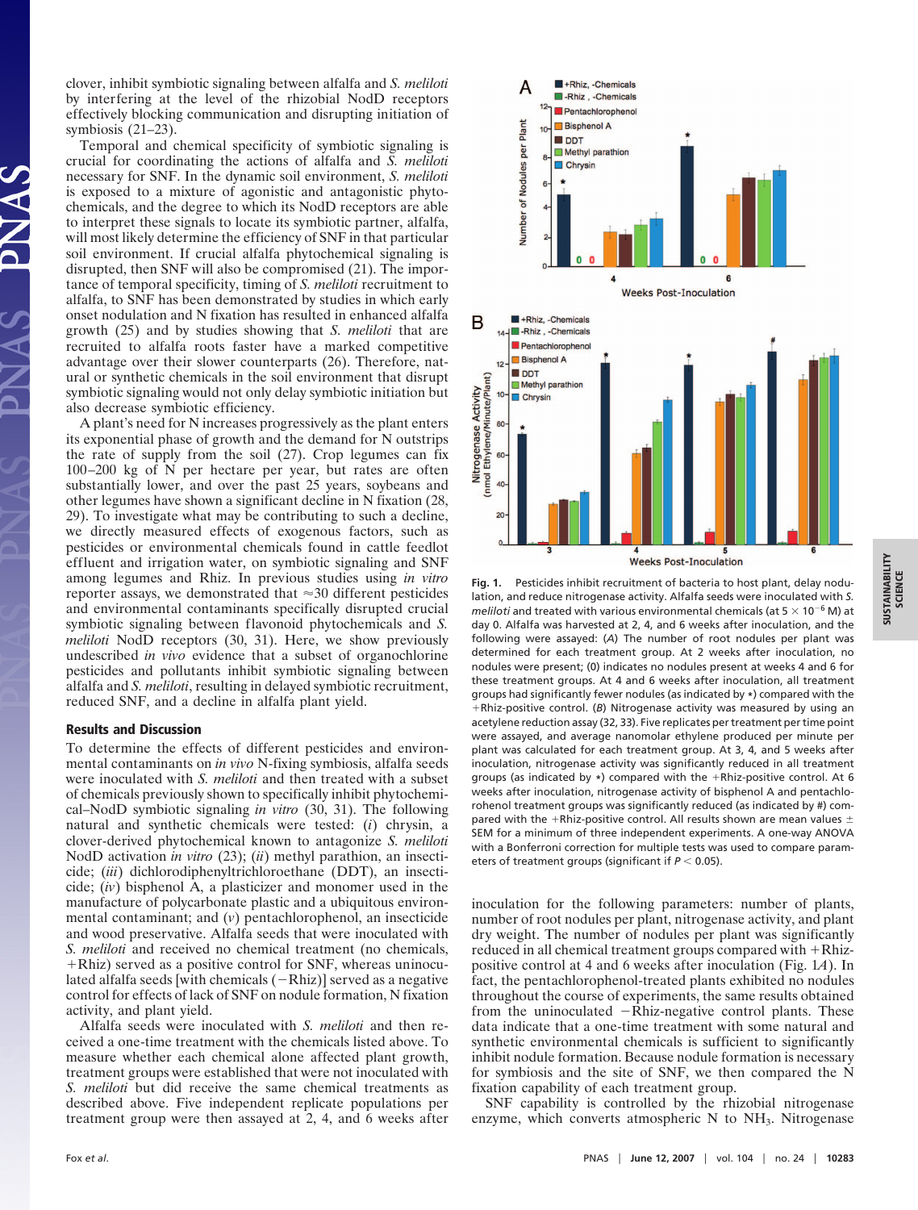clover, inhibit symbiotic signaling between alfalfa and *S. meliloti* by interfering at the level of the rhizobial NodD receptors effectively blocking communication and disrupting initiation of symbiosis (21–23).

Temporal and chemical specificity of symbiotic signaling is crucial for coordinating the actions of alfalfa and *S. meliloti* necessary for SNF. In the dynamic soil environment, *S. meliloti* is exposed to a mixture of agonistic and antagonistic phytochemicals, and the degree to which its NodD receptors are able to interpret these signals to locate its symbiotic partner, alfalfa, will most likely determine the efficiency of SNF in that particular soil environment. If crucial alfalfa phytochemical signaling is disrupted, then SNF will also be compromised (21). The importance of temporal specificity, timing of *S. meliloti* recruitment to alfalfa, to SNF has been demonstrated by studies in which early onset nodulation and N fixation has resulted in enhanced alfalfa growth (25) and by studies showing that *S. meliloti* that are recruited to alfalfa roots faster have a marked competitive advantage over their slower counterparts (26). Therefore, natural or synthetic chemicals in the soil environment that disrupt symbiotic signaling would not only delay symbiotic initiation but also decrease symbiotic efficiency.

A plant's need for N increases progressively as the plant enters its exponential phase of growth and the demand for N outstrips the rate of supply from the soil (27). Crop legumes can fix 100–200 kg of N per hectare per year, but rates are often substantially lower, and over the past 25 years, soybeans and other legumes have shown a significant decline in N fixation (28, 29). To investigate what may be contributing to such a decline, we directly measured effects of exogenous factors, such as pesticides or environmental chemicals found in cattle feedlot effluent and irrigation water, on symbiotic signaling and SNF among legumes and Rhiz. In previous studies using *in vitro* reporter assays, we demonstrated that ≈30 different pesticides and environmental contaminants specifically disrupted crucial symbiotic signaling between flavonoid phytochemicals and *S. meliloti* NodD receptors (30, 31). Here, we show previously undescribed *in vivo* evidence that a subset of organochlorine pesticides and pollutants inhibit symbiotic signaling between alfalfa and *S. meliloti*, resulting in delayed symbiotic recruitment, reduced SNF, and a decline in alfalfa plant yield.

## Results and Discussion

To determine the effects of different pesticides and environmental contaminants on *in vivo* N-fixing symbiosis, alfalfa seeds were inoculated with *S. meliloti* and then treated with a subset of chemicals previously shown to specifically inhibit phytochemical–NodD symbiotic signaling *in vitro* (30, 31). The following natural and synthetic chemicals were tested: (*i*) chrysin, a clover-derived phytochemical known to antagonize *S. meliloti* NodD activation *in vitro* (23); (*ii*) methyl parathion, an insecticide; (*iii*) dichlorodiphenyltrichloroethane (DDT), an insecticide; (*iv*) bisphenol A, a plasticizer and monomer used in the manufacture of polycarbonate plastic and a ubiquitous environmental contaminant; and (*v*) pentachlorophenol, an insecticide and wood preservative. Alfalfa seeds that were inoculated with *S. meliloti* and received no chemical treatment (no chemicals, +Rhiz) served as a positive control for SNF, whereas uninoculated alfalfa seeds [with chemicals (−Rhiz)] served as a negative control for effects of lack of SNF on nodule formation, N fixation activity, and plant yield.

Alfalfa seeds were inoculated with *S. meliloti* and then received a one-time treatment with the chemicals listed above. To measure whether each chemical alone affected plant growth, treatment groups were established that were not inoculated with *S. meliloti* but did receive the same chemical treatments as described above. Five independent replicate populations per treatment group were then assayed at 2, 4, and 6 weeks after inoculation for the following parameters: number of plants, number of root nodules per plant, nitrogenase activity, and plant dry weight. The number of nodules per plant was significantly reduced in all chemical treatment groups compared with +Rhiz-positive control at 4 and 6 weeks after inoculation (Fig. 1*A*). In fact, the pentachlorophenol-treated plants exhibited no nodules throughout the course of experiments, the same results obtained from the uninoculated −Rhiz-negative control plants. These data indicate that a one-time treatment with some natural and synthetic environmental chemicals is sufficient to significantly inhibit nodule formation. Because nodule formation is necessary for symbiosis and the site of SNF, we then compared the N fixation capability of each treatment group.

SNF capability is controlled by the rhizobial nitrogenase enzyme, which converts atmospheric N to $NH_3$. Nitrogenase

**Fig. 1.** Pesticides inhibit recruitment of bacteria to host plant, delay nodulation, and reduce nitrogenase activity. Alfalfa seeds were inoculated with *S. meliloti* and treated with various environmental chemicals (at $5 \times 10^{-6}$ M) at day 0. Alfalfa was harvested at 2, 4, and 6 weeks after inoculation, and the following were assayed: (*A*) The number of root nodules per plant was determined for each treatment group. At 2 weeks after inoculation, no nodules were present; (0) indicates no nodules present at weeks 4 and 6 for these treatment groups. At 4 and 6 weeks after inoculation, all treatment groups had significantly fewer nodules (as indicated by *) compared with the +Rhiz-positive control. (*B*) Nitrogenase activity was measured by using an acetylene reduction assay (32, 33). Five replicates per treatment per time point were assayed, and average nanomolar ethylene produced per minute per plant was calculated for each treatment group. At 3, 4, and 5 weeks after inoculation, nitrogenase activity was significantly reduced in all treatment groups (as indicated by *) compared with the +Rhiz-positive control. At 6 weeks after inoculation, nitrogenase activity of bisphenol A and pentachlorohenol treatment groups was significantly reduced (as indicated by #) compared with the +Rhiz-positive control. All results shown are mean values ± SEM for a minimum of three independent experiments. A one-way ANOVA with a Bonferroni correction for multiple tests was used to compare parameters of treatment groups (significant if $P < 0.05$).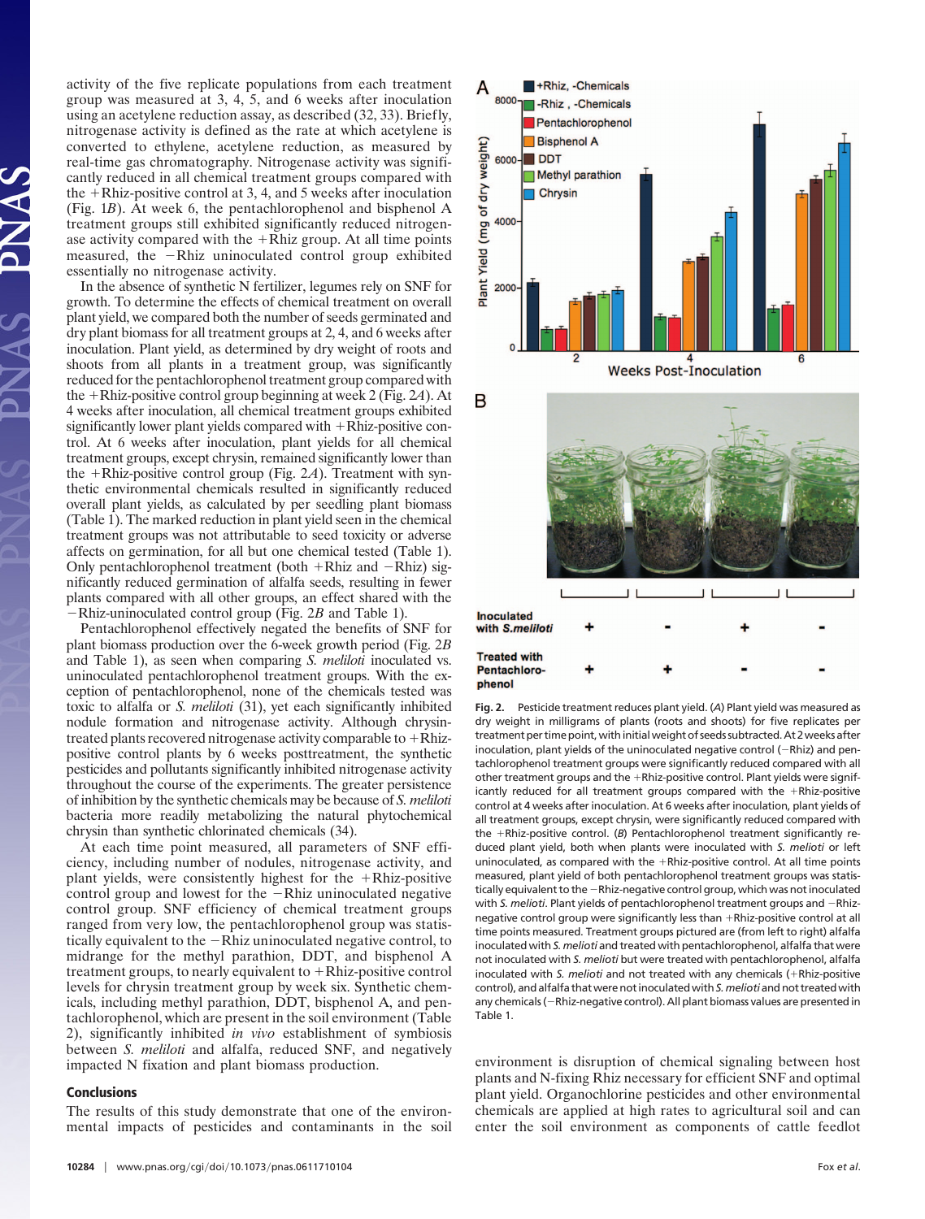activity of the five replicate populations from each treatment group was measured at 3, 4, 5, and 6 weeks after inoculation using an acetylene reduction assay, as described (32, 33). Briefly, nitrogenase activity is defined as the rate at which acetylene is converted to ethylene, acetylene reduction, as measured by real-time gas chromatography. Nitrogenase activity was significantly reduced in all chemical treatment groups compared with the +Rhiz-positive control at 3, 4, and 5 weeks after inoculation (Fig. 1*B*). At week 6, the pentachlorophenol and bisphenol A treatment groups still exhibited significantly reduced nitrogenase activity compared with the +Rhiz group. At all time points measured, the −Rhiz uninoculated control group exhibited essentially no nitrogenase activity.

In the absence of synthetic N fertilizer, legumes rely on SNF for growth. To determine the effects of chemical treatment on overall plant yield, we compared both the number of seeds germinated and dry plant biomass for all treatment groups at 2, 4, and 6 weeks after inoculation. Plant yield, as determined by dry weight of roots and shoots from all plants in a treatment group, was significantly reduced for the pentachlorophenol treatment group compared with the +Rhiz-positive control group beginning at week 2 (Fig. 2*A*). At 4 weeks after inoculation, all chemical treatment groups exhibited significantly lower plant yields compared with +Rhiz-positive control. At 6 weeks after inoculation, plant yields for all chemical treatment groups, except chrysin, remained significantly lower than the +Rhiz-positive control group (Fig. 2*A*). Treatment with synthetic environmental chemicals resulted in significantly reduced overall plant yields, as calculated by per seedling plant biomass (Table 1). The marked reduction in plant yield seen in the chemical treatment groups was not attributable to seed toxicity or adverse affects on germination, for all but one chemical tested (Table 1). Only pentachlorophenol treatment (both +Rhiz and −Rhiz) significantly reduced germination of alfalfa seeds, resulting in fewer plants compared with all other groups, an effect shared with the −Rhiz-uninoculated control group (Fig. 2*B* and Table 1).

Pentachlorophenol effectively negated the benefits of SNF for plant biomass production over the 6-week growth period (Fig. 2*B* and Table 1), as seen when comparing *S. meliloti* inoculated vs. uninoculated pentachlorophenol treatment groups. With the exception of pentachlorophenol, none of the chemicals tested was toxic to alfalfa or *S. meliloti* (31), yet each significantly inhibited nodule formation and nitrogenase activity. Although chrysin-treated plants recovered nitrogenase activity comparable to +Rhiz-positive control plants by 6 weeks posttreatment, the synthetic pesticides and pollutants significantly inhibited nitrogenase activity throughout the course of the experiments. The greater persistence of inhibition by the synthetic chemicals may be because of *S. meliloti* bacteria more readily metabolizing the natural phytochemical chrysin than synthetic chlorinated chemicals (34).

At each time point measured, all parameters of SNF efficiency, including number of nodules, nitrogenase activity, and plant yields, were consistently highest for the +Rhiz-positive control group and lowest for the −Rhiz uninoculated negative control group. SNF efficiency of chemical treatment groups ranged from very low, the pentachlorophenol group was statistically equivalent to the −Rhiz uninoculated negative control, to midrange for the methyl parathion, DDT, and bisphenol A treatment groups, to nearly equivalent to +Rhiz-positive control levels for chrysin treatment group by week six. Synthetic chemicals, including methyl parathion, DDT, bisphenol A, and pentachlorophenol, which are present in the soil environment (Table 2), significantly inhibited *in vivo* establishment of symbiosis between *S. meliloti* and alfalfa, reduced SNF, and negatively impacted N fixation and plant biomass production.

## Conclusions

The results of this study demonstrate that one of the environmental impacts of pesticides and contaminants in the soil environment is disruption of chemical signaling between host plants and N-fixing Rhiz necessary for efficient SNF and optimal plant yield. Organochlorine pesticides and other environmental chemicals are applied at high rates to agricultural soil and can enter the soil environment as components of cattle feedlot

A
+Rhiz, -Chemicals
-Rhiz , -Chemicals
Pentachlorophenol
Bisphenol A
DDT
Methyl parathion
Chrysin
Plant Yield (mg of dry weight)
8000
6000
4000
2000
0
2
4
6
Weeks Post-Inoculation

B

Inoculated with *S.meliloti* + - + -
Treated with Pentachlorophenol + + - -

**Fig. 2.** Pesticide treatment reduces plant yield. (*A*) Plant yield was measured as dry weight in milligrams of plants (roots and shoots) for five replicates per treatment per time point, with initial weight of seeds subtracted. At 2 weeks after inoculation, plant yields of the uninoculated negative control (−Rhiz) and pentachlorophenol treatment groups were significantly reduced compared with all other treatment groups and the +Rhiz-positive control. Plant yields were significantly reduced for all treatment groups compared with the +Rhiz-positive control at 4 weeks after inoculation. At 6 weeks after inoculation, plant yields of all treatment groups, except chrysin, were significantly reduced compared with the +Rhiz-positive control. (*B*) Pentachlorophenol treatment significantly reduced plant yield, both when plants were inoculated with *S. melioti* or left uninoculated, as compared with the +Rhiz-positive control. At all time points measured, plant yield of both pentachlorophenol treatment groups was statistically equivalent to the −Rhiz-negative control group, which was not inoculated with *S. melioti*. Plant yields of pentachlorophenol treatment groups and −Rhiz-negative control group were significantly less than +Rhiz-positive control at all time points measured. Treatment groups pictured are (from left to right) alfalfa inoculated with *S. melioti* and treated with pentachlorophenol, alfalfa that were not inoculated with *S. melioti* but were treated with pentachlorophenol, alfalfa inoculated with *S. melioti* and not treated with any chemicals (+Rhiz-positive control), and alfalfa that were not inoculated with *S. melioti* and not treated with any chemicals (−Rhiz-negative control). All plant biomass values are presented in Table 1.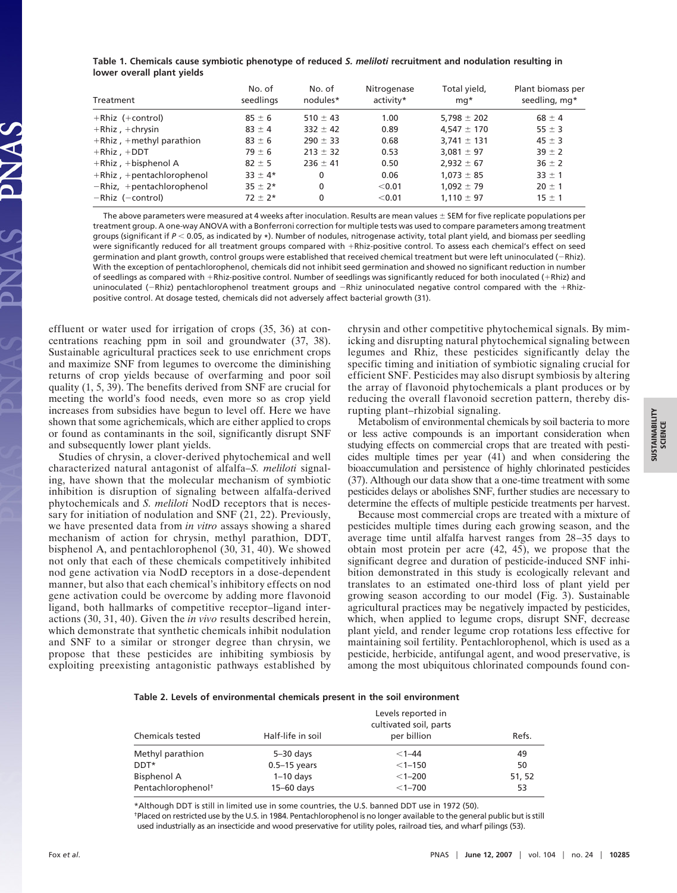**Table 1. Chemicals cause symbiotic phenotype of reduced *S. meliloti* recruitment and nodulation resulting in lower overall plant yields**

| Treatment | No. of seedlings | No. of nodules* | Nitrogenase activity* | Total yield, mg* | Plant biomass per seedling, mg* |
|---|---|---|---|---|---|
| +Rhiz (+control) | 85 ± 6 | 510 ± 43 | 1.00 | 5,798 ± 202 | 68 ± 4 |
| +Rhiz, +chrysin | 83 ± 4 | 332 ± 42 | 0.89 | 4,547 ± 170 | 55 ± 3 |
| +Rhiz, +methyl parathion | 83 ± 6 | 290 ± 33 | 0.68 | 3,741 ± 131 | 45 ± 3 |
| +Rhiz, +DDT | 79 ± 6 | 213 ± 32 | 0.53 | 3,081 ± 97 | 39 ± 2 |
| +Rhiz, +bisphenol A | 82 ± 5 | 236 ± 41 | 0.50 | 2,932 ± 67 | 36 ± 2 |
| +Rhiz, +pentachlorophenol | 33 ± 4* | 0 | 0.06 | 1,073 ± 85 | 33 ± 1 |
| −Rhiz, +pentachlorophenol | 35 ± 2* | 0 | <0.01 | 1,092 ± 79 | 20 ± 1 |
| −Rhiz (−control) | 72 ± 2* | 0 | <0.01 | 1,110 ± 97 | 15 ± 1 |

The above parameters were measured at 4 weeks after inoculation. Results are mean values ± SEM for five replicate populations per treatment group. A one-way ANOVA with a Bonferroni correction for multiple tests was used to compare parameters among treatment groups (significant if $P < 0.05$, as indicated by *). Number of nodules, nitrogenase activity, total plant yield, and biomass per seedling were significantly reduced for all treatment groups compared with +Rhiz-positive control. To assess each chemical's effect on seed germination and plant growth, control groups were established that received chemical treatment but were left uninoculated (−Rhiz). With the exception of pentachlorophenol, chemicals did not inhibit seed germination and showed no significant reduction in number of seedlings as compared with +Rhiz-positive control. Number of seedlings was significantly reduced for both inoculated (+Rhiz) and uninoculated (−Rhiz) pentachlorophenol treatment groups and −Rhiz uninoculated negative control compared with the +Rhiz-positive control. At dosage tested, chemicals did not adversely affect bacterial growth (31).

effluent or water used for irrigation of crops (35, 36) at concentrations reaching ppm in soil and groundwater (37, 38). Sustainable agricultural practices seek to use enrichment crops and maximize SNF from legumes to overcome the diminishing returns of crop yields because of overfarming and poor soil quality (1, 5, 39). The benefits derived from SNF are crucial for meeting the world's food needs, even more so as crop yield increases from subsidies have begun to level off. Here we have shown that some agrichemicals, which are either applied to crops or found as contaminants in the soil, significantly disrupt SNF and subsequently lower plant yields.

Studies of chrysin, a clover-derived phytochemical and well characterized natural antagonist of alfalfa–*S. meliloti* signaling, have shown that the molecular mechanism of symbiotic inhibition is disruption of signaling between alfalfa-derived phytochemicals and *S. meliloti* NodD receptors that is necessary for initiation of nodulation and SNF (21, 22). Previously, we have presented data from *in vitro* assays showing a shared mechanism of action for chrysin, methyl parathion, DDT, bisphenol A, and pentachlorophenol (30, 31, 40). We showed not only that each of these chemicals competitively inhibited nod gene activation via NodD receptors in a dose-dependent manner, but also that each chemical's inhibitory effects on nod gene activation could be overcome by adding more flavonoid ligand, both hallmarks of competitive receptor–ligand interactions (30, 31, 40). Given the *in vivo* results described herein, which demonstrate that synthetic chemicals inhibit nodulation and SNF to a similar or stronger degree than chrysin, we propose that these pesticides are inhibiting symbiosis by exploiting preexisting antagonistic pathways established by chrysin and other competitive phytochemical signals. By mimicking and disrupting natural phytochemical signaling between legumes and Rhiz, these pesticides significantly delay the specific timing and initiation of symbiotic signaling crucial for efficient SNF. Pesticides may also disrupt symbiosis by altering the array of flavonoid phytochemicals a plant produces or by reducing the overall flavonoid secretion pattern, thereby disrupting plant–rhizobial signaling.

Metabolism of environmental chemicals by soil bacteria to more or less active compounds is an important consideration when studying effects on commercial crops that are treated with pesticides multiple times per year (41) and when considering the bioaccumulation and persistence of highly chlorinated pesticides (37). Although our data show that a one-time treatment with some pesticides delays or abolishes SNF, further studies are necessary to determine the effects of multiple pesticide treatments per harvest.

Because most commercial crops are treated with a mixture of pesticides multiple times during each growing season, and the average time until alfalfa harvest ranges from 28–35 days to obtain most protein per acre (42, 45), we propose that the significant degree and duration of pesticide-induced SNF inhibition demonstrated in this study is ecologically relevant and translates to an estimated one-third loss of plant yield per growing season according to our model (Fig. 3). Sustainable agricultural practices may be negatively impacted by pesticides, which, when applied to legume crops, disrupt SNF, decrease plant yield, and render legume crop rotations less effective for maintaining soil fertility. Pentachlorophenol, which is used as a pesticide, herbicide, antifungal agent, and wood preservative, is among the most ubiquitous chlorinated compounds found con-

**Table 2. Levels of environmental chemicals present in the soil environment**

| Chemicals tested | Half-life in soil | Levels reported in cultivated soil, parts per billion | Refs. |
|---|---|---|---|
| Methyl parathion | 5–30 days | <1–44 | 49 |
| DDT* | 0.5–15 years | <1–150 | 50 |
| Bisphenol A | 1–10 days | <1–200 | 51, 52 |
| Pentachlorophenol† | 15–60 days | <1–700 | 53 |

*Although DDT is still in limited use in some countries, the U.S. banned DDT use in 1972 (50).

†Placed on restricted use by the U.S. in 1984. Pentachlorophenol is no longer available to the general public but is still used industrially as an insecticide and wood preservative for utility poles, railroad ties, and wharf pilings (53).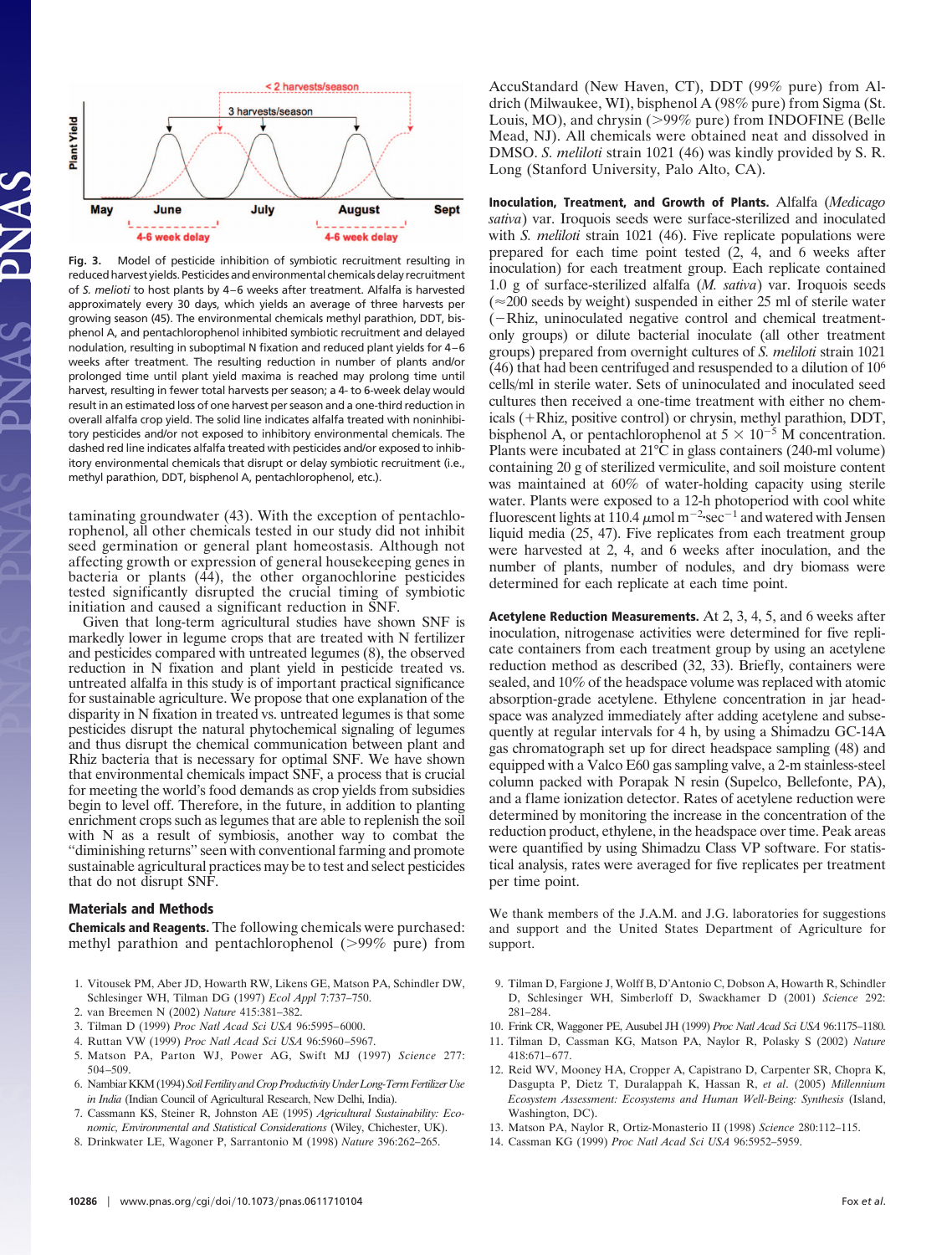Fig. 3. Model of pesticide inhibition of symbiotic recruitment resulting in reduced harvest yields. Pesticides and environmental chemicals delay recruitment of *S. melioti* to host plants by 4–6 weeks after treatment. Alfalfa is harvested approximately every 30 days, which yields an average of three harvests per growing season (45). The environmental chemicals methyl parathion, DDT, bisphenol A, and pentachlorophenol inhibited symbiotic recruitment and delayed nodulation, resulting in suboptimal N fixation and reduced plant yields for 4–6 weeks after treatment. The resulting reduction in number of plants and/or prolonged time until plant yield maxima is reached may prolong time until harvest, resulting in fewer total harvests per season; a 4- to 6-week delay would result in an estimated loss of one harvest per season and a one-third reduction in overall alfalfa crop yield. The solid line indicates alfalfa treated with noninhibitory pesticides and/or not exposed to inhibitory environmental chemicals. The dashed red line indicates alfalfa treated with pesticides and/or exposed to inhibitory environmental chemicals that disrupt or delay symbiotic recruitment (i.e., methyl parathion, DDT, bisphenol A, pentachlorophenol, etc.).

taminating groundwater (43). With the exception of pentachlorophenol, all other chemicals tested in our study did not inhibit seed germination or general plant homeostasis. Although not affecting growth or expression of general housekeeping genes in bacteria or plants (44), the other organochlorine pesticides tested significantly disrupted the crucial timing of symbiotic initiation and caused a significant reduction in SNF.

Given that long-term agricultural studies have shown SNF is markedly lower in legume crops that are treated with N fertilizer and pesticides compared with untreated legumes (8), the observed reduction in N fixation and plant yield in pesticide treated vs. untreated alfalfa in this study is of important practical significance for sustainable agriculture. We propose that one explanation of the disparity in N fixation in treated vs. untreated legumes is that some pesticides disrupt the natural phytochemical signaling of legumes and thus disrupt the chemical communication between plant and Rhiz bacteria that is necessary for optimal SNF. We have shown that environmental chemicals impact SNF, a process that is crucial for meeting the world's food demands as crop yields from subsidies begin to level off. Therefore, in the future, in addition to planting enrichment crops such as legumes that are able to replenish the soil with N as a result of symbiosis, another way to combat the "diminishing returns" seen with conventional farming and promote sustainable agricultural practices may be to test and select pesticides that do not disrupt SNF.

## Materials and Methods

**Chemicals and Reagents.** The following chemicals were purchased: methyl parathion and pentachlorophenol (>99% pure) from AccuStandard (New Haven, CT), DDT (99% pure) from Aldrich (Milwaukee, WI), bisphenol A (98% pure) from Sigma (St. Louis, MO), and chrysin (>99% pure) from INDOFINE (Belle Mead, NJ). All chemicals were obtained neat and dissolved in DMSO. *S. meliloti* strain 1021 (46) was kindly provided by S. R. Long (Stanford University, Palo Alto, CA).

**Inoculation, Treatment, and Growth of Plants.** Alfalfa (*Medicago sativa*) var. Iroquois seeds were surface-sterilized and inoculated with *S. meliloti* strain 1021 (46). Five replicate populations were prepared for each time point tested (2, 4, and 6 weeks after inoculation) for each treatment group. Each replicate contained 1.0 g of surface-sterilized alfalfa (*M. sativa*) var. Iroquois seeds (≈200 seeds by weight) suspended in either 25 ml of sterile water (−Rhiz, uninoculated negative control and chemical treatment-only groups) or dilute bacterial inoculate (all other treatment groups) prepared from overnight cultures of *S. meliloti* strain 1021 (46) that had been centrifuged and resuspended to a dilution of $10^6$ cells/ml in sterile water. Sets of uninoculated and inoculated seed cultures then received a one-time treatment with either no chemicals (+Rhiz, positive control) or chrysin, methyl parathion, DDT, bisphenol A, or pentachlorophenol at $5 \times 10^{-5}$ M concentration. Plants were incubated at 21°C in glass containers (240-ml volume) containing 20 g of sterilized vermiculite, and soil moisture content was maintained at 60% of water-holding capacity using sterile water. Plants were exposed to a 12-h photoperiod with cool white fluorescent lights at 110.4 $\mu$mol $m^{-2} \cdot sec^{-1}$ and watered with Jensen liquid media (25, 47). Five replicates from each treatment group were harvested at 2, 4, and 6 weeks after inoculation, and the number of plants, number of nodules, and dry biomass were determined for each replicate at each time point.

**Acetylene Reduction Measurements.** At 2, 3, 4, 5, and 6 weeks after inoculation, nitrogenase activities were determined for five replicate containers from each treatment group by using an acetylene reduction method as described (32, 33). Briefly, containers were sealed, and 10% of the headspace volume was replaced with atomic absorption-grade acetylene. Ethylene concentration in jar headspace was analyzed immediately after adding acetylene and subsequently at regular intervals for 4 h, by using a Shimadzu GC-14A gas chromatograph set up for direct headspace sampling (48) and equipped with a Valco E60 gas sampling valve, a 2-m stainless-steel column packed with Porapak N resin (Supelco, Bellefonte, PA), and a flame ionization detector. Rates of acetylene reduction were determined by monitoring the increase in the concentration of the reduction product, ethylene, in the headspace over time. Peak areas were quantified by using Shimadzu Class VP software. For statistical analysis, rates were averaged for five replicates per treatment per time point.

We thank members of the J.A.M. and J.G. laboratories for suggestions and support and the United States Department of Agriculture for support.

1. Vitousek PM, Aber JD, Howarth RW, Likens GE, Matson PA, Schindler DW, Schlesinger WH, Tilman DG (1997) *Ecol Appl* 7:737–750.
2. van Breemen N (2002) *Nature* 415:381–382.
3. Tilman D (1999) *Proc Natl Acad Sci USA* 96:5995–6000.
4. Ruttan VW (1999) *Proc Natl Acad Sci USA* 96:5960–5967.
5. Matson PA, Parton WJ, Power AG, Swift MJ (1997) *Science* 277: 504–509.
6. Nambiar KKM (1994) *Soil Fertility and Crop Productivity Under Long-Term Fertilizer Use in India* (Indian Council of Agricultural Research, New Delhi, India).
7. Cassmann KS, Steiner R, Johnston AE (1995) *Agricultural Sustainability: Economic, Environmental and Statistical Considerations* (Wiley, Chichester, UK).
8. Drinkwater LE, Wagoner P, Sarrantonio M (1998) *Nature* 396:262–265.
9. Tilman D, Fargione J, Wolff B, D'Antonio C, Dobson A, Howarth R, Schindler D, Schlesinger WH, Simberloff D, Swackhamer D (2001) *Science* 292: 281–284.
10. Frink CR, Waggoner PE, Ausubel JH (1999) *Proc Natl Acad Sci USA* 96:1175–1180.
11. Tilman D, Cassman KG, Matson PA, Naylor R, Polasky S (2002) *Nature* 418:671–677.
12. Reid WV, Mooney HA, Cropper A, Capistrano D, Carpenter SR, Chopra K, Dasgupta P, Dietz T, Duralappah K, Hassan R, *et al.* (2005) *Millennium Ecosystem Assessment: Ecosystems and Human Well-Being: Synthesis* (Island, Washington, DC).
13. Matson PA, Naylor R, Ortiz-Monasterio II (1998) *Science* 280:112–115.
14. Cassman KG (1999) *Proc Natl Acad Sci USA* 96:5952–5959.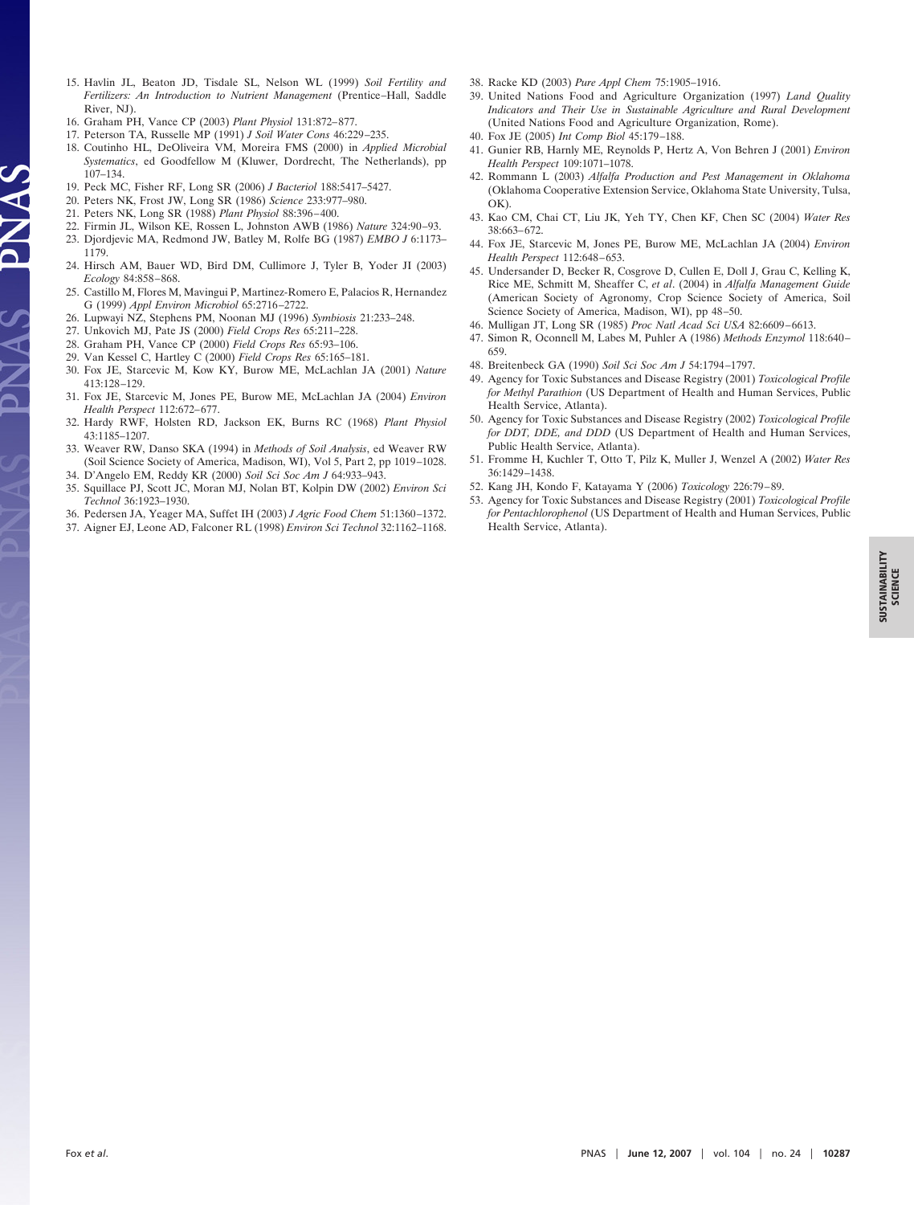15. Havlin JL, Beaton JD, Tisdale SL, Nelson WL (1999) *Soil Fertility and Fertilizers: An Introduction to Nutrient Management* (Prentice–Hall, Saddle River, NJ).
16. Graham PH, Vance CP (2003) *Plant Physiol* 131:872–877.
17. Peterson TA, Russelle MP (1991) *J Soil Water Cons* 46:229–235.
18. Coutinho HL, DeOliveira VM, Moreira FMS (2000) in *Applied Microbial Systematics*, ed Goodfellow M (Kluwer, Dordrecht, The Netherlands), pp 107–134.
19. Peck MC, Fisher RF, Long SR (2006) *J Bacteriol* 188:5417–5427.
20. Peters NK, Frost JW, Long SR (1986) *Science* 233:977–980.
21. Peters NK, Long SR (1988) *Plant Physiol* 88:396–400.
22. Firmin JL, Wilson KE, Rossen L, Johnston AWB (1986) *Nature* 324:90–93.
23. Djordjevic MA, Redmond JW, Batley M, Rolfe BG (1987) *EMBO J* 6:1173–1179.
24. Hirsch AM, Bauer WD, Bird DM, Cullimore J, Tyler B, Yoder JI (2003) *Ecology* 84:858–868.
25. Castillo M, Flores M, Mavingui P, Martinez-Romero E, Palacios R, Hernandez G (1999) *Appl Environ Microbiol* 65:2716–2722.
26. Lupwayi NZ, Stephens PM, Noonan MJ (1996) *Symbiosis* 21:233–248.
27. Unkovich MJ, Pate JS (2000) *Field Crops Res* 65:211–228.
28. Graham PH, Vance CP (2000) *Field Crops Res* 65:93–106.
29. Van Kessel C, Hartley C (2000) *Field Crops Res* 65:165–181.
30. Fox JE, Starcevic M, Kow KY, Burow ME, McLachlan JA (2001) *Nature* 413:128–129.
31. Fox JE, Starcevic M, Jones PE, Burow ME, McLachlan JA (2004) *Environ Health Perspect* 112:672–677.
32. Hardy RWF, Holsten RD, Jackson EK, Burns RC (1968) *Plant Physiol* 43:1185–1207.
33. Weaver RW, Danso SKA (1994) in *Methods of Soil Analysis*, ed Weaver RW (Soil Science Society of America, Madison, WI), Vol 5, Part 2, pp 1019–1028.
34. D'Angelo EM, Reddy KR (2000) *Soil Sci Soc Am J* 64:933–943.
35. Squillace PJ, Scott JC, Moran MJ, Nolan BT, Kolpin DW (2002) *Environ Sci Technol* 36:1923–1930.
36. Pedersen JA, Yeager MA, Suffet IH (2003) *J Agric Food Chem* 51:1360–1372.
37. Aigner EJ, Leone AD, Falconer RL (1998) *Environ Sci Technol* 32:1162–1168.
38. Racke KD (2003) *Pure Appl Chem* 75:1905–1916.
39. United Nations Food and Agriculture Organization (1997) *Land Quality Indicators and Their Use in Sustainable Agriculture and Rural Development* (United Nations Food and Agriculture Organization, Rome).
40. Fox JE (2005) *Int Comp Biol* 45:179–188.
41. Gunier RB, Harnly ME, Reynolds P, Hertz A, Von Behren J (2001) *Environ Health Perspect* 109:1071–1078.
42. Rommann L (2003) *Alfalfa Production and Pest Management in Oklahoma* (Oklahoma Cooperative Extension Service, Oklahoma State University, Tulsa, OK).
43. Kao CM, Chai CT, Liu JK, Yeh TY, Chen KF, Chen SC (2004) *Water Res* 38:663–672.
44. Fox JE, Starcevic M, Jones PE, Burow ME, McLachlan JA (2004) *Environ Health Perspect* 112:648–653.
45. Undersander D, Becker R, Cosgrove D, Cullen E, Doll J, Grau C, Kelling K, Rice ME, Schmitt M, Sheaffer C, *et al*. (2004) in *Alfalfa Management Guide* (American Society of Agronomy, Crop Science Society of America, Soil Science Society of America, Madison, WI), pp 48–50.
46. Mulligan JT, Long SR (1985) *Proc Natl Acad Sci USA* 82:6609–6613.
47. Simon R, Oconnell M, Labes M, Puhler A (1986) *Methods Enzymol* 118:640–659.
48. Breitenbeck GA (1990) *Soil Sci Soc Am J* 54:1794–1797.
49. Agency for Toxic Substances and Disease Registry (2001) *Toxicological Profile for Methyl Parathion* (US Department of Health and Human Services, Public Health Service, Atlanta).
50. Agency for Toxic Substances and Disease Registry (2002) *Toxicological Profile for DDT, DDE, and DDD* (US Department of Health and Human Services, Public Health Service, Atlanta).
51. Fromme H, Kuchler T, Otto T, Pilz K, Muller J, Wenzel A (2002) *Water Res* 36:1429–1438.
52. Kang JH, Kondo F, Katayama Y (2006) *Toxicology* 226:79–89.
53. Agency for Toxic Substances and Disease Registry (2001) *Toxicological Profile for Pentachlorophenol* (US Department of Health and Human Services, Public Health Service, Atlanta).